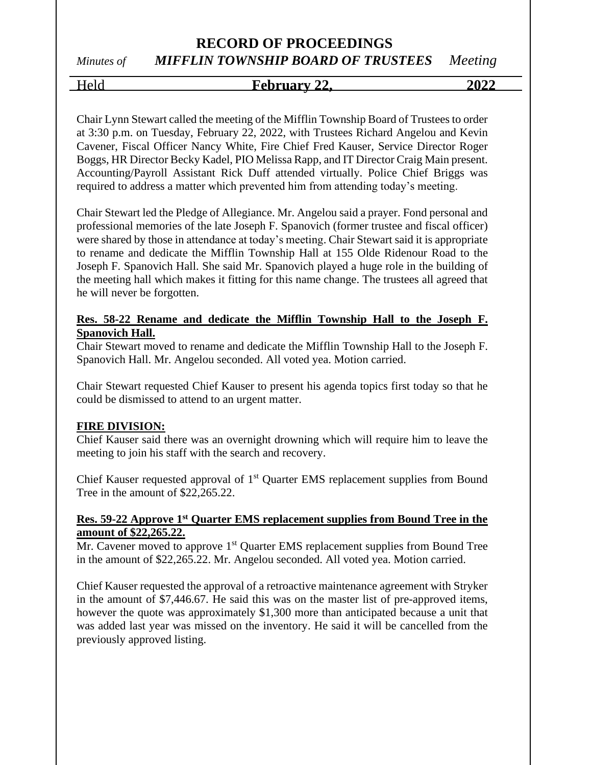# RECORD OF PROCEEDINGS

*Minutes of* ***MIFFLIN TOWNSHIP BOARD OF TRUSTEES*** *Meeting*

Held **February 22, 2022**

Chair Lynn Stewart called the meeting of the Mifflin Township Board of Trustees to order at 3:30 p.m. on Tuesday, February 22, 2022, with Trustees Richard Angelou and Kevin Cavener, Fiscal Officer Nancy White, Fire Chief Fred Kauser, Service Director Roger Boggs, HR Director Becky Kadel, PIO Melissa Rapp, and IT Director Craig Main present. Accounting/Payroll Assistant Rick Duff attended virtually. Police Chief Briggs was required to address a matter which prevented him from attending today's meeting.

Chair Stewart led the Pledge of Allegiance. Mr. Angelou said a prayer. Fond personal and professional memories of the late Joseph F. Spanovich (former trustee and fiscal officer) were shared by those in attendance at today's meeting. Chair Stewart said it is appropriate to rename and dedicate the Mifflin Township Hall at 155 Olde Ridenour Road to the Joseph F. Spanovich Hall. She said Mr. Spanovich played a huge role in the building of the meeting hall which makes it fitting for this name change. The trustees all agreed that he will never be forgotten.

**Res. 58-22 Rename and dedicate the Mifflin Township Hall to the Joseph F. Spanovich Hall.**

Chair Stewart moved to rename and dedicate the Mifflin Township Hall to the Joseph F. Spanovich Hall. Mr. Angelou seconded. All voted yea. Motion carried.

Chair Stewart requested Chief Kauser to present his agenda topics first today so that he could be dismissed to attend to an urgent matter.

**FIRE DIVISION:**

Chief Kauser said there was an overnight drowning which will require him to leave the meeting to join his staff with the search and recovery.

Chief Kauser requested approval of 1st Quarter EMS replacement supplies from Bound Tree in the amount of $22,265.22.

**Res. 59-22 Approve 1st Quarter EMS replacement supplies from Bound Tree in the amount of $22,265.22.**

Mr. Cavener moved to approve 1st Quarter EMS replacement supplies from Bound Tree in the amount of $22,265.22. Mr. Angelou seconded. All voted yea. Motion carried.

Chief Kauser requested the approval of a retroactive maintenance agreement with Stryker in the amount of $7,446.67. He said this was on the master list of pre-approved items, however the quote was approximately $1,300 more than anticipated because a unit that was added last year was missed on the inventory. He said it will be cancelled from the previously approved listing.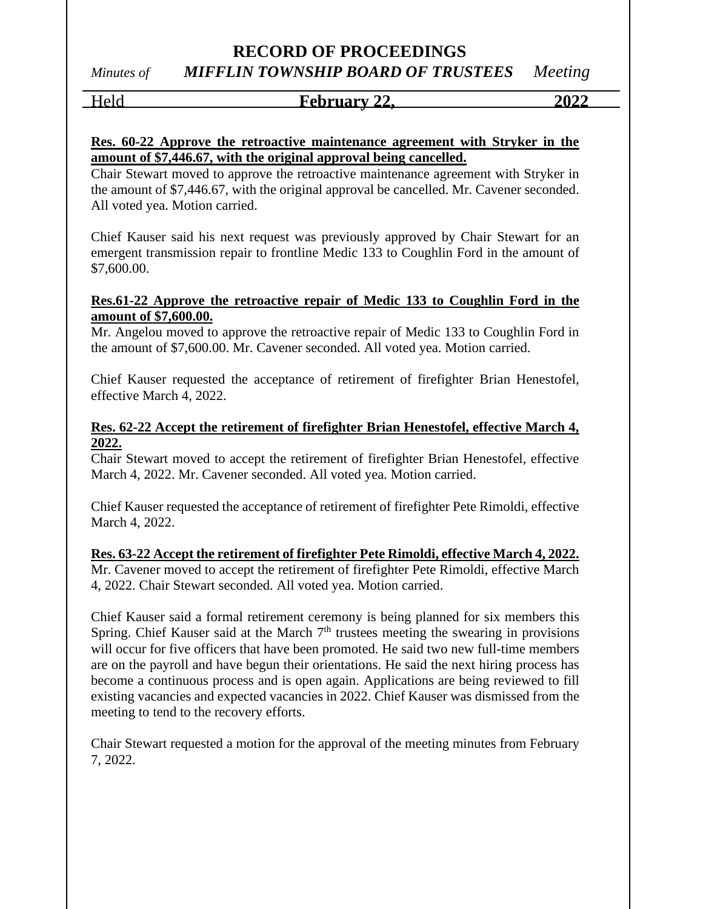**Res. 60-22 Approve the retroactive maintenance agreement with Stryker in the amount of $7,446.67, with the original approval being cancelled.**

Chair Stewart moved to approve the retroactive maintenance agreement with Stryker in the amount of $7,446.67, with the original approval be cancelled. Mr. Cavener seconded. All voted yea. Motion carried.

Chief Kauser said his next request was previously approved by Chair Stewart for an emergent transmission repair to frontline Medic 133 to Coughlin Ford in the amount of $7,600.00.

**Res.61-22 Approve the retroactive repair of Medic 133 to Coughlin Ford in the amount of $7,600.00.**

Mr. Angelou moved to approve the retroactive repair of Medic 133 to Coughlin Ford in the amount of $7,600.00. Mr. Cavener seconded. All voted yea. Motion carried.

Chief Kauser requested the acceptance of retirement of firefighter Brian Henestofel, effective March 4, 2022.

**Res. 62-22 Accept the retirement of firefighter Brian Henestofel, effective March 4, 2022.**

Chair Stewart moved to accept the retirement of firefighter Brian Henestofel, effective March 4, 2022. Mr. Cavener seconded. All voted yea. Motion carried.

Chief Kauser requested the acceptance of retirement of firefighter Pete Rimoldi, effective March 4, 2022.

**Res. 63-22 Accept the retirement of firefighter Pete Rimoldi, effective March 4, 2022.**

Mr. Cavener moved to accept the retirement of firefighter Pete Rimoldi, effective March 4, 2022. Chair Stewart seconded. All voted yea. Motion carried.

Chief Kauser said a formal retirement ceremony is being planned for six members this Spring. Chief Kauser said at the March 7th trustees meeting the swearing in provisions will occur for five officers that have been promoted. He said two new full-time members are on the payroll and have begun their orientations. He said the next hiring process has become a continuous process and is open again. Applications are being reviewed to fill existing vacancies and expected vacancies in 2022. Chief Kauser was dismissed from the meeting to tend to the recovery efforts.

Chair Stewart requested a motion for the approval of the meeting minutes from February 7, 2022.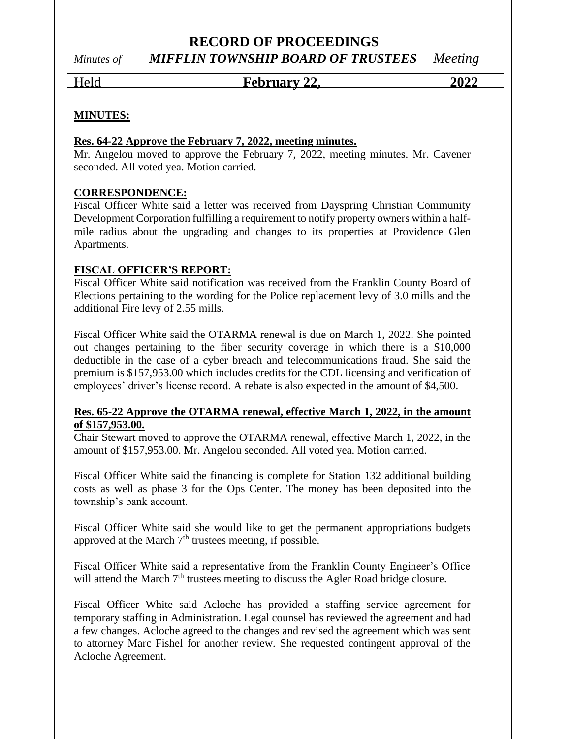**MINUTES:**

**Res. 64-22 Approve the February 7, 2022, meeting minutes.**
Mr. Angelou moved to approve the February 7, 2022, meeting minutes. Mr. Cavener seconded. All voted yea. Motion carried.

**CORRESPONDENCE:**
Fiscal Officer White said a letter was received from Dayspring Christian Community Development Corporation fulfilling a requirement to notify property owners within a half-mile radius about the upgrading and changes to its properties at Providence Glen Apartments.

**FISCAL OFFICER'S REPORT:**
Fiscal Officer White said notification was received from the Franklin County Board of Elections pertaining to the wording for the Police replacement levy of 3.0 mills and the additional Fire levy of 2.55 mills.

Fiscal Officer White said the OTARMA renewal is due on March 1, 2022. She pointed out changes pertaining to the fiber security coverage in which there is a $10,000 deductible in the case of a cyber breach and telecommunications fraud. She said the premium is $157,953.00 which includes credits for the CDL licensing and verification of employees' driver's license record. A rebate is also expected in the amount of $4,500.

**Res. 65-22 Approve the OTARMA renewal, effective March 1, 2022, in the amount of $157,953.00.**
Chair Stewart moved to approve the OTARMA renewal, effective March 1, 2022, in the amount of $157,953.00. Mr. Angelou seconded. All voted yea. Motion carried.

Fiscal Officer White said the financing is complete for Station 132 additional building costs as well as phase 3 for the Ops Center. The money has been deposited into the township's bank account.

Fiscal Officer White said she would like to get the permanent appropriations budgets approved at the March 7th trustees meeting, if possible.

Fiscal Officer White said a representative from the Franklin County Engineer's Office will attend the March 7th trustees meeting to discuss the Agler Road bridge closure.

Fiscal Officer White said Acloche has provided a staffing service agreement for temporary staffing in Administration. Legal counsel has reviewed the agreement and had a few changes. Acloche agreed to the changes and revised the agreement which was sent to attorney Marc Fishel for another review. She requested contingent approval of the Acloche Agreement.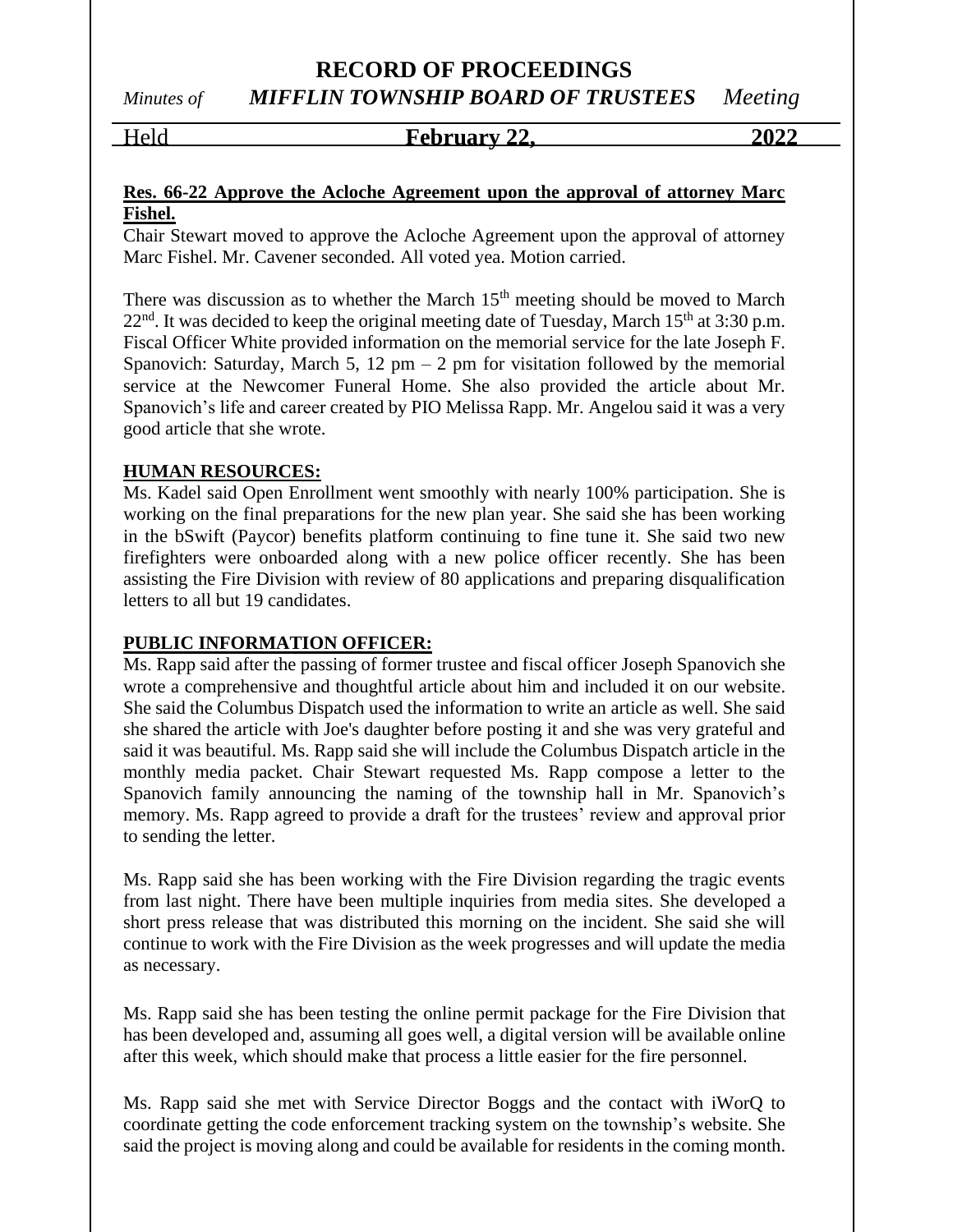**Res. 66-22 Approve the Acloche Agreement upon the approval of attorney Marc Fishel.**

Chair Stewart moved to approve the Acloche Agreement upon the approval of attorney Marc Fishel. Mr. Cavener seconded. All voted yea. Motion carried.

There was discussion as to whether the March 15th meeting should be moved to March 22nd. It was decided to keep the original meeting date of Tuesday, March 15th at 3:30 p.m. Fiscal Officer White provided information on the memorial service for the late Joseph F. Spanovich: Saturday, March 5, 12 pm – 2 pm for visitation followed by the memorial service at the Newcomer Funeral Home. She also provided the article about Mr. Spanovich's life and career created by PIO Melissa Rapp. Mr. Angelou said it was a very good article that she wrote.

**HUMAN RESOURCES:**

Ms. Kadel said Open Enrollment went smoothly with nearly 100% participation. She is working on the final preparations for the new plan year. She said she has been working in the bSwift (Paycor) benefits platform continuing to fine tune it. She said two new firefighters were onboarded along with a new police officer recently. She has been assisting the Fire Division with review of 80 applications and preparing disqualification letters to all but 19 candidates.

**PUBLIC INFORMATION OFFICER:**

Ms. Rapp said after the passing of former trustee and fiscal officer Joseph Spanovich she wrote a comprehensive and thoughtful article about him and included it on our website. She said the Columbus Dispatch used the information to write an article as well. She said she shared the article with Joe's daughter before posting it and she was very grateful and said it was beautiful. Ms. Rapp said she will include the Columbus Dispatch article in the monthly media packet. Chair Stewart requested Ms. Rapp compose a letter to the Spanovich family announcing the naming of the township hall in Mr. Spanovich's memory. Ms. Rapp agreed to provide a draft for the trustees' review and approval prior to sending the letter.

Ms. Rapp said she has been working with the Fire Division regarding the tragic events from last night. There have been multiple inquiries from media sites. She developed a short press release that was distributed this morning on the incident. She said she will continue to work with the Fire Division as the week progresses and will update the media as necessary.

Ms. Rapp said she has been testing the online permit package for the Fire Division that has been developed and, assuming all goes well, a digital version will be available online after this week, which should make that process a little easier for the fire personnel.

Ms. Rapp said she met with Service Director Boggs and the contact with iWorQ to coordinate getting the code enforcement tracking system on the township's website. She said the project is moving along and could be available for residents in the coming month.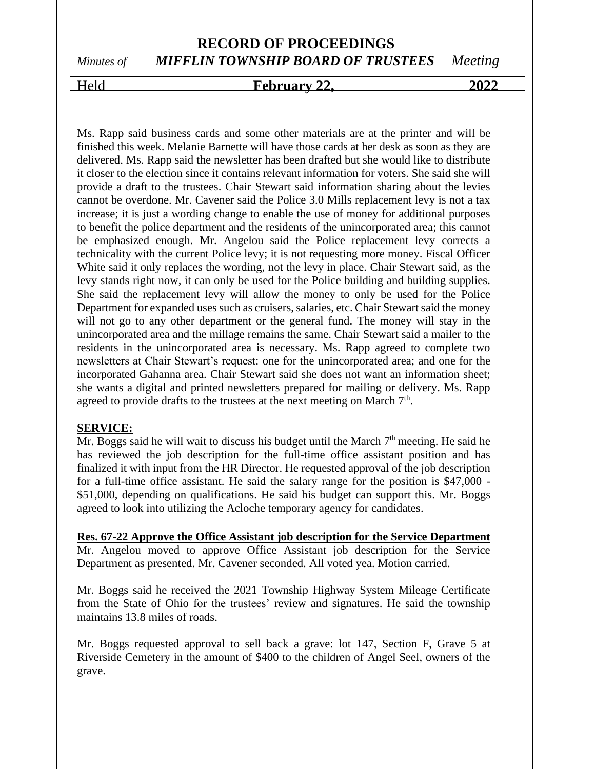Ms. Rapp said business cards and some other materials are at the printer and will be finished this week. Melanie Barnette will have those cards at her desk as soon as they are delivered. Ms. Rapp said the newsletter has been drafted but she would like to distribute it closer to the election since it contains relevant information for voters. She said she will provide a draft to the trustees. Chair Stewart said information sharing about the levies cannot be overdone. Mr. Cavener said the Police 3.0 Mills replacement levy is not a tax increase; it is just a wording change to enable the use of money for additional purposes to benefit the police department and the residents of the unincorporated area; this cannot be emphasized enough. Mr. Angelou said the Police replacement levy corrects a technicality with the current Police levy; it is not requesting more money. Fiscal Officer White said it only replaces the wording, not the levy in place. Chair Stewart said, as the levy stands right now, it can only be used for the Police building and building supplies. She said the replacement levy will allow the money to only be used for the Police Department for expanded uses such as cruisers, salaries, etc. Chair Stewart said the money will not go to any other department or the general fund. The money will stay in the unincorporated area and the millage remains the same. Chair Stewart said a mailer to the residents in the unincorporated area is necessary. Ms. Rapp agreed to complete two newsletters at Chair Stewart's request: one for the unincorporated area; and one for the incorporated Gahanna area. Chair Stewart said she does not want an information sheet; she wants a digital and printed newsletters prepared for mailing or delivery. Ms. Rapp agreed to provide drafts to the trustees at the next meeting on March 7th.

**SERVICE:**

Mr. Boggs said he will wait to discuss his budget until the March 7th meeting. He said he has reviewed the job description for the full-time office assistant position and has finalized it with input from the HR Director. He requested approval of the job description for a full-time office assistant. He said the salary range for the position is $47,000 - $51,000, depending on qualifications. He said his budget can support this. Mr. Boggs agreed to look into utilizing the Acloche temporary agency for candidates.

**Res. 67-22 Approve the Office Assistant job description for the Service Department**

Mr. Angelou moved to approve Office Assistant job description for the Service Department as presented. Mr. Cavener seconded. All voted yea. Motion carried.

Mr. Boggs said he received the 2021 Township Highway System Mileage Certificate from the State of Ohio for the trustees' review and signatures. He said the township maintains 13.8 miles of roads.

Mr. Boggs requested approval to sell back a grave: lot 147, Section F, Grave 5 at Riverside Cemetery in the amount of $400 to the children of Angel Seel, owners of the grave.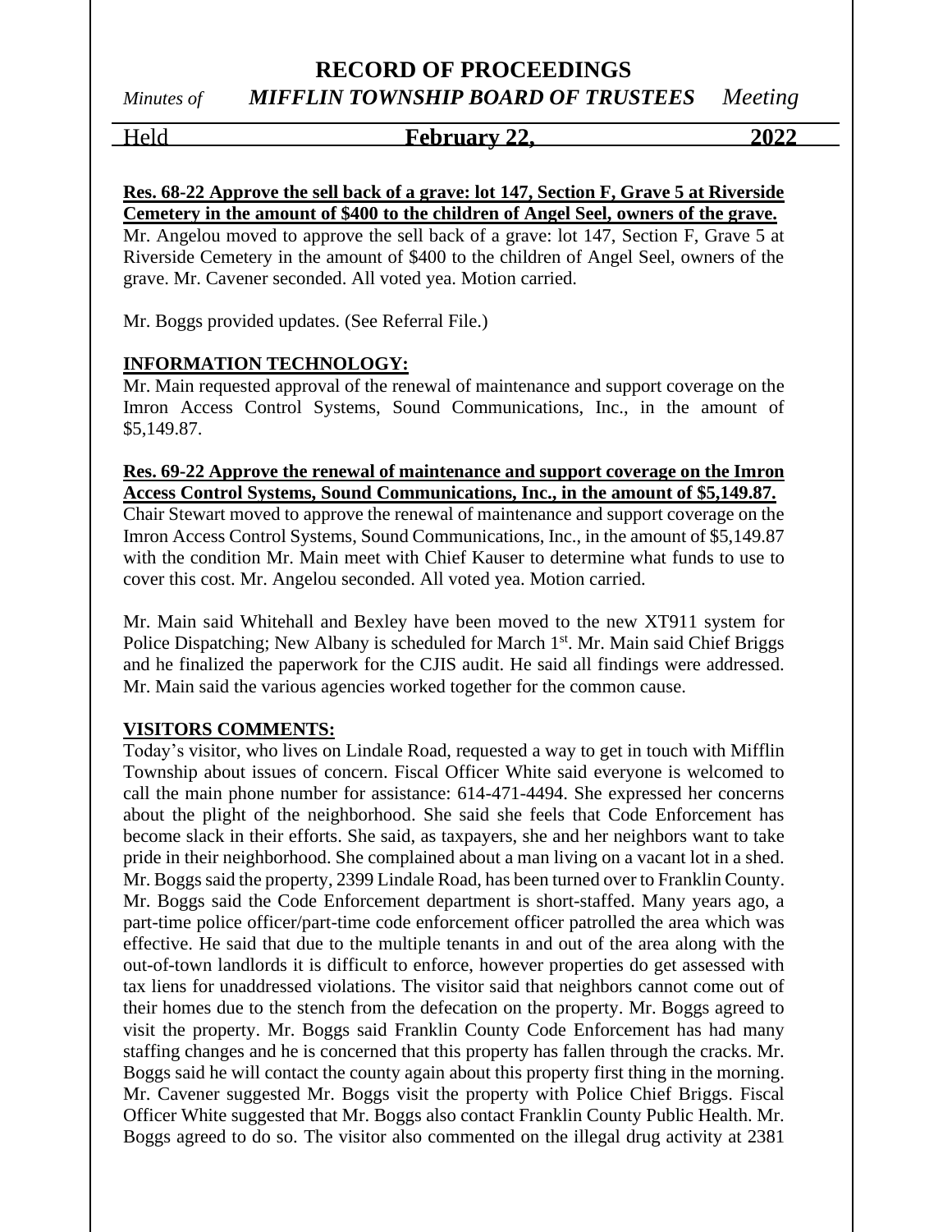**Res. 68-22 Approve the sell back of a grave: lot 147, Section F, Grave 5 at Riverside Cemetery in the amount of $400 to the children of Angel Seel, owners of the grave.**

Mr. Angelou moved to approve the sell back of a grave: lot 147, Section F, Grave 5 at Riverside Cemetery in the amount of $400 to the children of Angel Seel, owners of the grave. Mr. Cavener seconded. All voted yea. Motion carried.

Mr. Boggs provided updates. (See Referral File.)

**INFORMATION TECHNOLOGY:**

Mr. Main requested approval of the renewal of maintenance and support coverage on the Imron Access Control Systems, Sound Communications, Inc., in the amount of $5,149.87.

**Res. 69-22 Approve the renewal of maintenance and support coverage on the Imron Access Control Systems, Sound Communications, Inc., in the amount of $5,149.87.**

Chair Stewart moved to approve the renewal of maintenance and support coverage on the Imron Access Control Systems, Sound Communications, Inc., in the amount of $5,149.87 with the condition Mr. Main meet with Chief Kauser to determine what funds to use to cover this cost. Mr. Angelou seconded. All voted yea. Motion carried.

Mr. Main said Whitehall and Bexley have been moved to the new XT911 system for Police Dispatching; New Albany is scheduled for March 1st. Mr. Main said Chief Briggs and he finalized the paperwork for the CJIS audit. He said all findings were addressed. Mr. Main said the various agencies worked together for the common cause.

**VISITORS COMMENTS:**

Today's visitor, who lives on Lindale Road, requested a way to get in touch with Mifflin Township about issues of concern. Fiscal Officer White said everyone is welcomed to call the main phone number for assistance: 614-471-4494. She expressed her concerns about the plight of the neighborhood. She said she feels that Code Enforcement has become slack in their efforts. She said, as taxpayers, she and her neighbors want to take pride in their neighborhood. She complained about a man living on a vacant lot in a shed. Mr. Boggs said the property, 2399 Lindale Road, has been turned over to Franklin County. Mr. Boggs said the Code Enforcement department is short-staffed. Many years ago, a part-time police officer/part-time code enforcement officer patrolled the area which was effective. He said that due to the multiple tenants in and out of the area along with the out-of-town landlords it is difficult to enforce, however properties do get assessed with tax liens for unaddressed violations. The visitor said that neighbors cannot come out of their homes due to the stench from the defecation on the property. Mr. Boggs agreed to visit the property. Mr. Boggs said Franklin County Code Enforcement has had many staffing changes and he is concerned that this property has fallen through the cracks. Mr. Boggs said he will contact the county again about this property first thing in the morning. Mr. Cavener suggested Mr. Boggs visit the property with Police Chief Briggs. Fiscal Officer White suggested that Mr. Boggs also contact Franklin County Public Health. Mr. Boggs agreed to do so. The visitor also commented on the illegal drug activity at 2381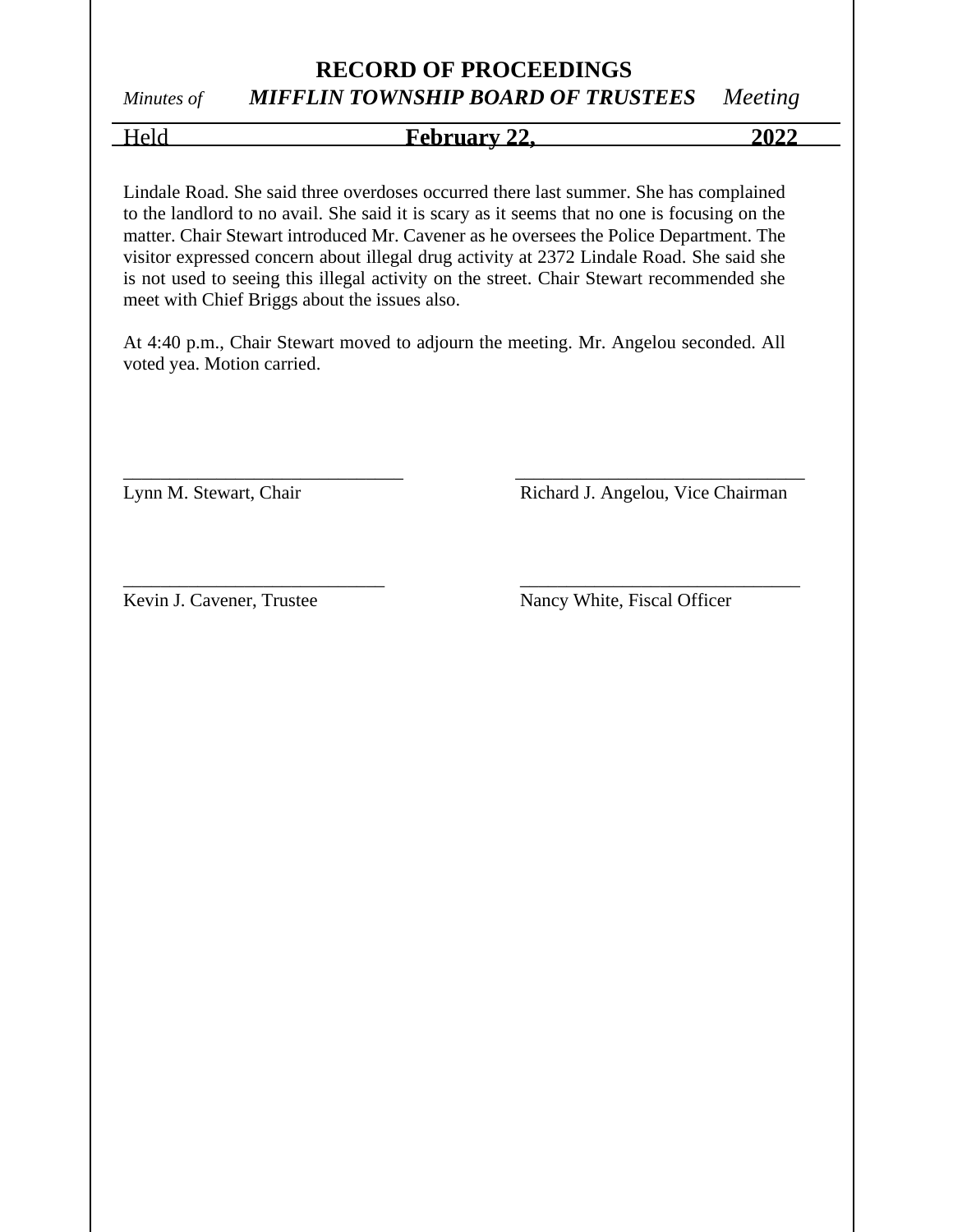Lindale Road. She said three overdoses occurred there last summer. She has complained to the landlord to no avail. She said it is scary as it seems that no one is focusing on the matter. Chair Stewart introduced Mr. Cavener as he oversees the Police Department. The visitor expressed concern about illegal drug activity at 2372 Lindale Road. She said she is not used to seeing this illegal activity on the street. Chair Stewart recommended she meet with Chief Briggs about the issues also.

At 4:40 p.m., Chair Stewart moved to adjourn the meeting. Mr. Angelou seconded. All voted yea. Motion carried.

\_\_\_\_\_\_\_\_\_\_\_\_\_\_\_\_\_\_\_\_\_\_\_\_\_\_\_\_\_\_
Lynn M. Stewart, Chair

\_\_\_\_\_\_\_\_\_\_\_\_\_\_\_\_\_\_\_\_\_\_\_\_\_\_\_\_\_\_
Richard J. Angelou, Vice Chairman

\_\_\_\_\_\_\_\_\_\_\_\_\_\_\_\_\_\_\_\_\_\_\_\_\_\_\_\_\_\_
Kevin J. Cavener, Trustee

\_\_\_\_\_\_\_\_\_\_\_\_\_\_\_\_\_\_\_\_\_\_\_\_\_\_\_\_\_\_
Nancy White, Fiscal Officer